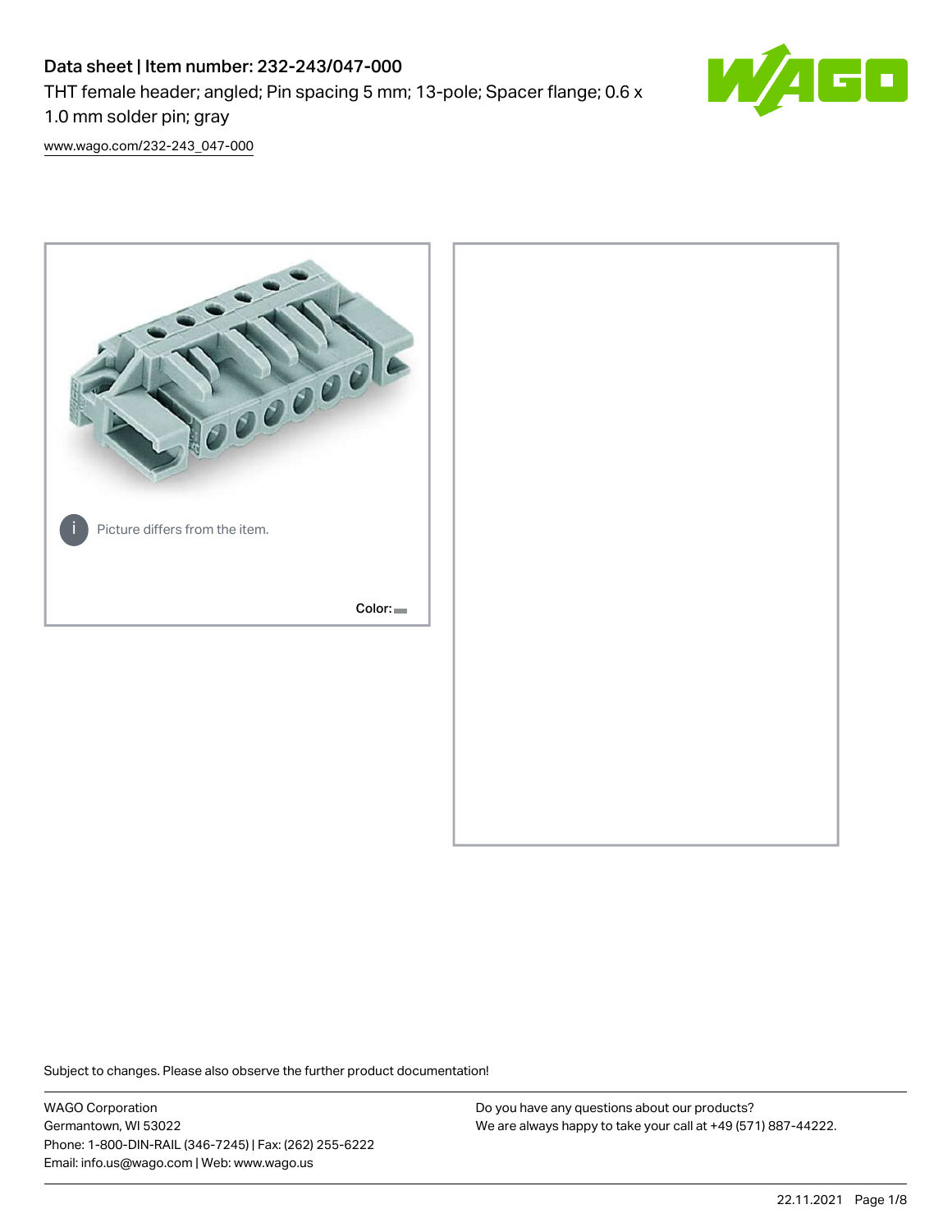# Data sheet | Item number: 232-243/047-000

THT female header; angled; Pin spacing 5 mm; 13-pole; Spacer flange; 0.6 x 1.0 mm solder pin; gray

www.wago.com/232-243_047-000

Picture differs from the item.

Color:

Subject to changes. Please also observe the further product documentation!

WAGO Corporation
Germantown, WI 53022
Phone: 1-800-DIN-RAIL (346-7245) | Fax: (262) 255-6222
Email: info.us@wago.com | Web: www.wago.us

Do you have any questions about our products?
We are always happy to take your call at +49 (571) 887-44222.

22.11.2021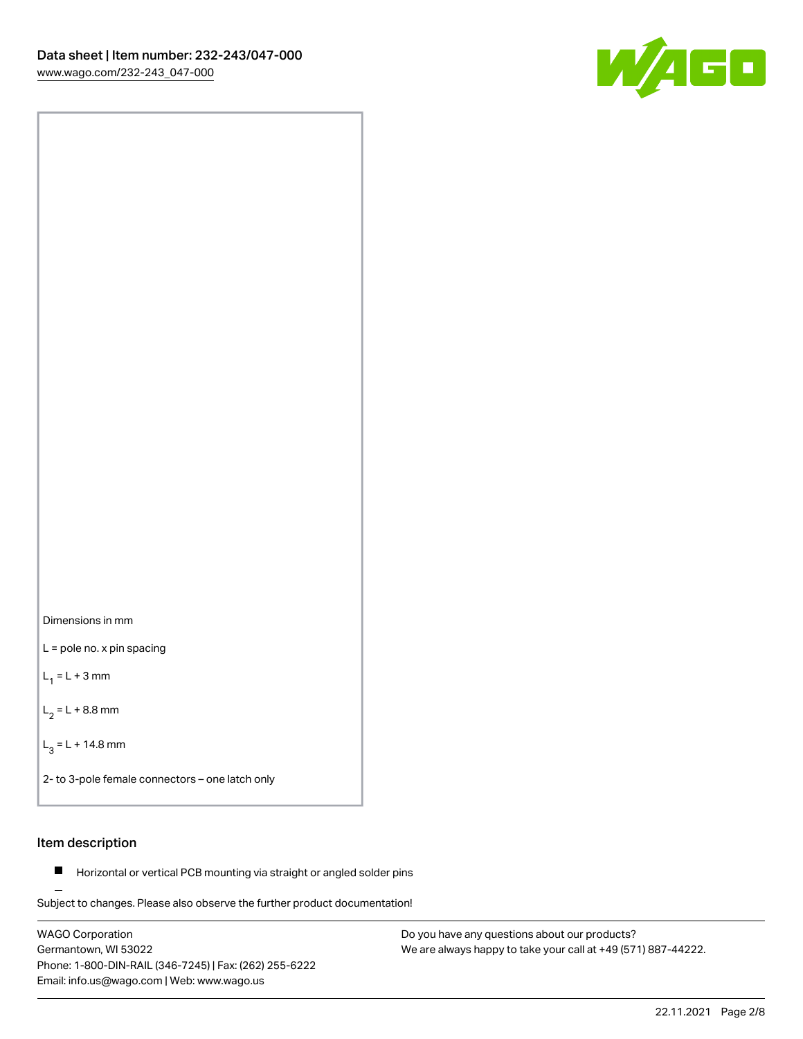Dimensions in mm

L = pole no. x pin spacing

$L_1$ = L + 3 mm

$L_2$ = L + 8.8 mm

$L_3$ = L + 14.8 mm

2- to 3-pole female connectors – one latch only

## Item description

- Horizontal or vertical PCB mounting via straight or angled solder pins

Subject to changes. Please also observe the further product documentation!

WAGO Corporation
Germantown, WI 53022
Phone: 1-800-DIN-RAIL (346-7245) | Fax: (262) 255-6222
Email: info.us@wago.com | Web: www.wago.us

Do you have any questions about our products?
We are always happy to take your call at +49 (571) 887-44222.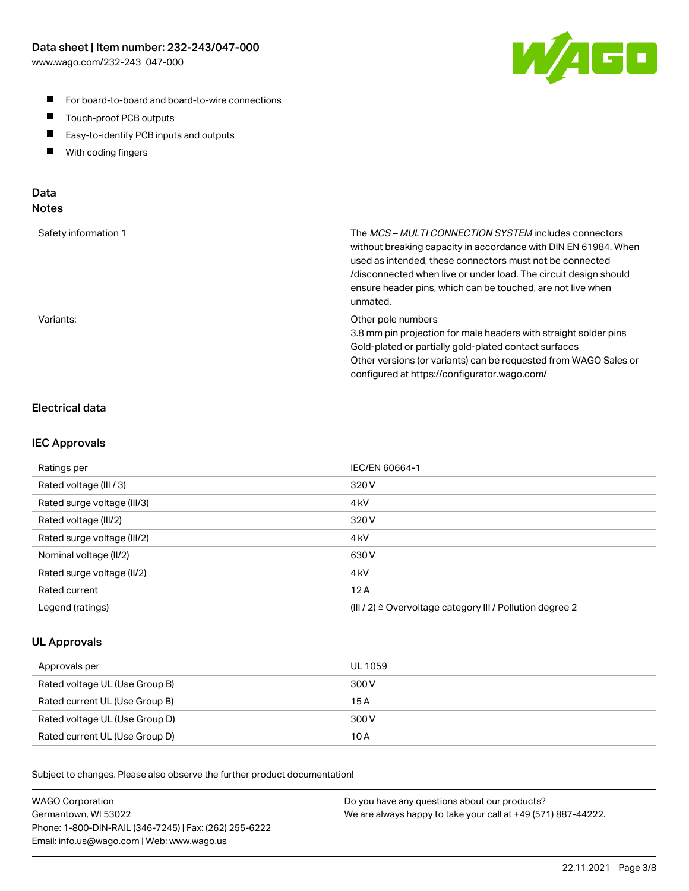- For board-to-board and board-to-wire connections
- Touch-proof PCB outputs
- Easy-to-identify PCB inputs and outputs
- With coding fingers

## Data
### Notes

| | |
|---|---|
| Safety information 1 | The *MCS – MULTI CONNECTION SYSTEM* includes connectors without breaking capacity in accordance with DIN EN 61984. When used as intended, these connectors must not be connected /disconnected when live or under load. The circuit design should ensure header pins, which can be touched, are not live when unmated. |
| Variants: | Other pole numbers<br>3.8 mm pin projection for male headers with straight solder pins<br>Gold-plated or partially gold-plated contact surfaces<br>Other versions (or variants) can be requested from WAGO Sales or configured at https://configurator.wago.com/ |

### Electrical data

#### IEC Approvals

| | |
|---|---|
| Ratings per | IEC/EN 60664-1 |
| Rated voltage (III / 3) | 320 V |
| Rated surge voltage (III/3) | 4 kV |
| Rated voltage (III/2) | 320 V |
| Rated surge voltage (III/2) | 4 kV |
| Nominal voltage (II/2) | 630 V |
| Rated surge voltage (II/2) | 4 kV |
| Rated current | 12 A |
| Legend (ratings) | (III / 2) ≙ Overvoltage category III / Pollution degree 2 |

#### UL Approvals

| | |
|---|---|
| Approvals per | UL 1059 |
| Rated voltage UL (Use Group B) | 300 V |
| Rated current UL (Use Group B) | 15 A |
| Rated voltage UL (Use Group D) | 300 V |
| Rated current UL (Use Group D) | 10 A |

Subject to changes. Please also observe the further product documentation!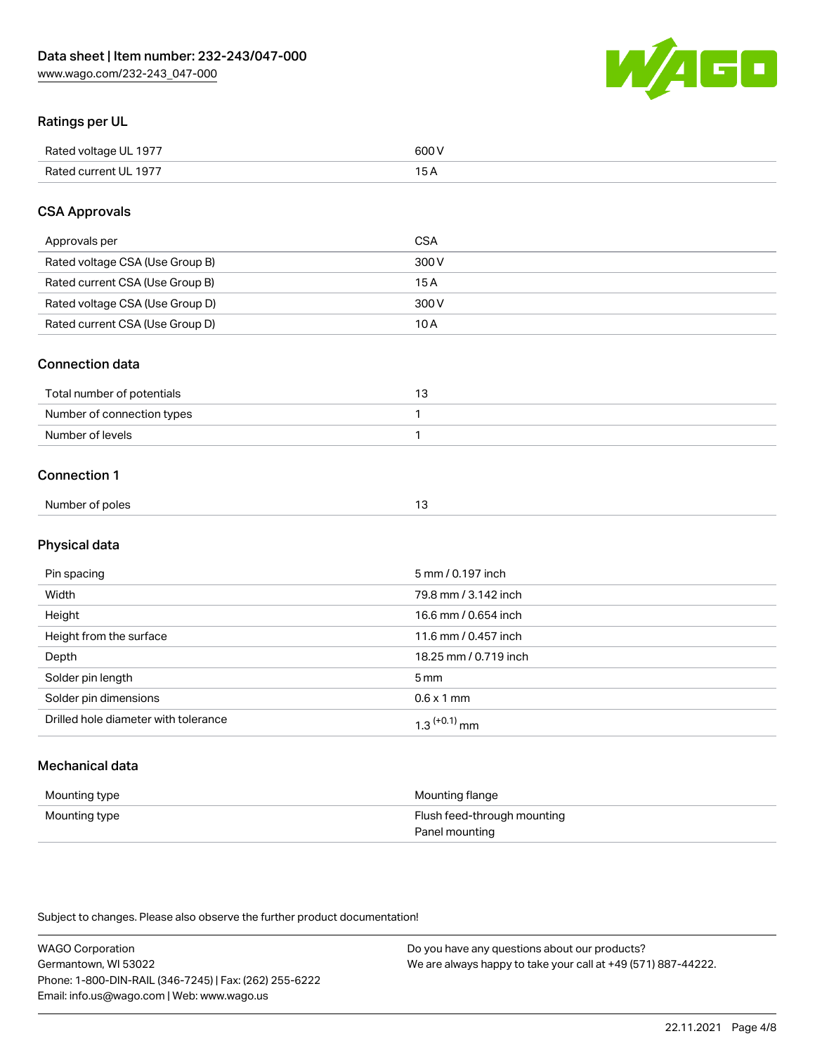## Ratings per UL

| | |
|---|---|
| Rated voltage UL 1977 | 600 V |
| Rated current UL 1977 | 15 A |

## CSA Approvals

| | |
|---|---|
| Approvals per | CSA |
| Rated voltage CSA (Use Group B) | 300 V |
| Rated current CSA (Use Group B) | 15 A |
| Rated voltage CSA (Use Group D) | 300 V |
| Rated current CSA (Use Group D) | 10 A |

## Connection data

| | |
|---|---|
| Total number of potentials | 13 |
| Number of connection types | 1 |
| Number of levels | 1 |

## Connection 1

| | |
|---|---|
| Number of poles | 13 |

## Physical data

| | |
|---|---|
| Pin spacing | 5 mm / 0.197 inch |
| Width | 79.8 mm / 3.142 inch |
| Height | 16.6 mm / 0.654 inch |
| Height from the surface | 11.6 mm / 0.457 inch |
| Depth | 18.25 mm / 0.719 inch |
| Solder pin length | 5 mm |
| Solder pin dimensions | 0.6 x 1 mm |
| Drilled hole diameter with tolerance | $1.3^{(+0.1)}$ mm |

## Mechanical data

| | |
|---|---|
| Mounting type | Mounting flange |
| Mounting type | Flush feed-through mounting<br>Panel mounting |

Subject to changes. Please also observe the further product documentation!

WAGO Corporation
Germantown, WI 53022
Phone: 1-800-DIN-RAIL (346-7245) | Fax: (262) 255-6222
Email: info.us@wago.com | Web: www.wago.us

Do you have any questions about our products?
We are always happy to take your call at +49 (571) 887-44222.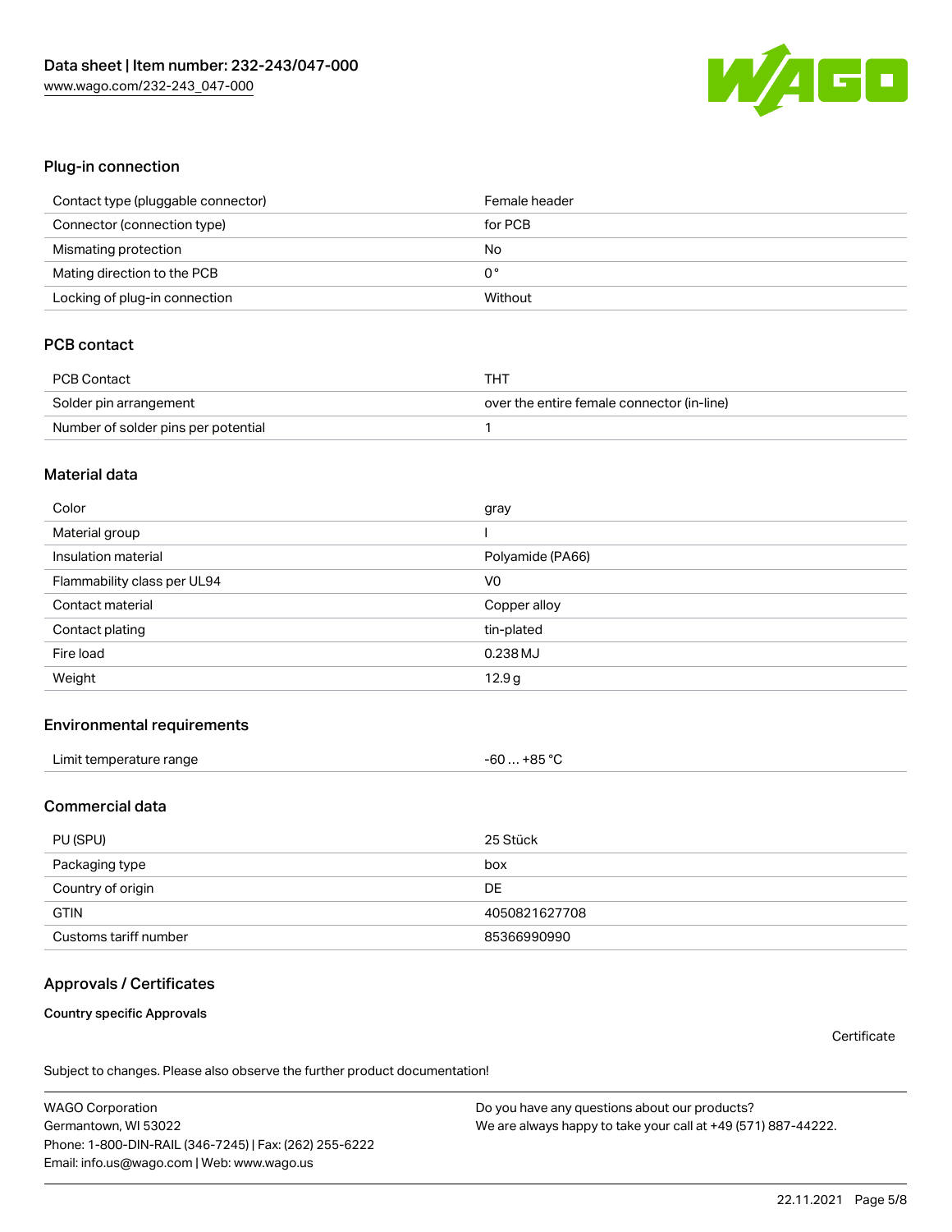## Plug-in connection

| | |
|---|---|
| Contact type (pluggable connector) | Female header |
| Connector (connection type) | for PCB |
| Mismating protection | No |
| Mating direction to the PCB | 0 ° |
| Locking of plug-in connection | Without |

## PCB contact

| | |
|---|---|
| PCB Contact | THT |
| Solder pin arrangement | over the entire female connector (in-line) |
| Number of solder pins per potential | 1 |

## Material data

| | |
|---|---|
| Color | gray |
| Material group | I |
| Insulation material | Polyamide (PA66) |
| Flammability class per UL94 | V0 |
| Contact material | Copper alloy |
| Contact plating | tin-plated |
| Fire load | 0.238 MJ |
| Weight | 12.9 g |

## Environmental requirements

| | |
|---|---|
| Limit temperature range | -60 … +85 °C |

## Commercial data

| | |
|---|---|
| PU (SPU) | 25 Stück |
| Packaging type | box |
| Country of origin | DE |
| GTIN | 4050821627708 |
| Customs tariff number | 85366990990 |

## Approvals / Certificates

**Country specific Approvals**

Certificate

Subject to changes. Please also observe the further product documentation!

WAGO Corporation
Germantown, WI 53022
Phone: 1-800-DIN-RAIL (346-7245) | Fax: (262) 255-6222
Email: info.us@wago.com | Web: www.wago.us

Do you have any questions about our products?
We are always happy to take your call at +49 (571) 887-44222.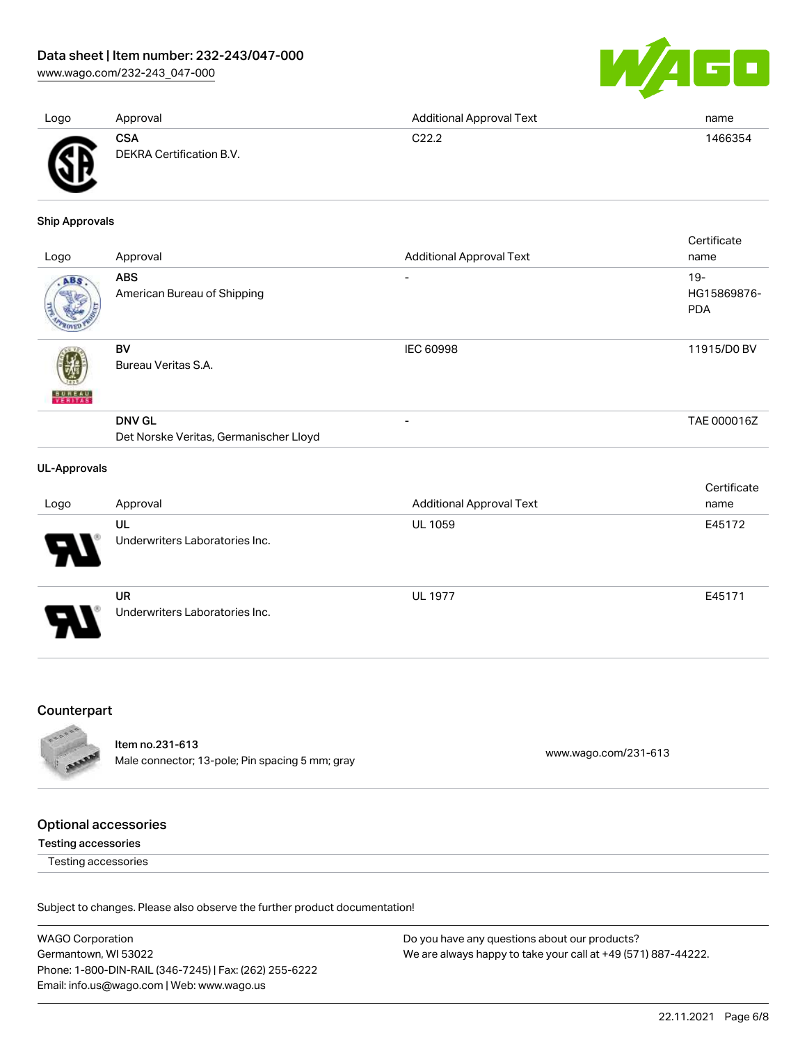| Logo | Approval | Additional Approval Text | name |
| --- | --- | --- | --- |
| | **CSA**<br>DEKRA Certification B.V. | C22.2 | 1466354 |

### Ship Approvals

| Logo | Approval | Additional Approval Text | Certificate name |
| --- | --- | --- | --- |
| | **ABS**<br>American Bureau of Shipping | - | 19-HG15869876-PDA |
| | **BV**<br>Bureau Veritas S.A. | IEC 60998 | 11915/D0 BV |
| | **DNV GL**<br>Det Norske Veritas, Germanischer Lloyd | - | TAE 000016Z |

### UL-Approvals

| Logo | Approval | Additional Approval Text | Certificate name |
| --- | --- | --- | --- |
| | **UL**<br>Underwriters Laboratories Inc. | UL 1059 | E45172 |
| | **UR**<br>Underwriters Laboratories Inc. | UL 1977 | E45171 |

## Counterpart

Item no.231-613
Male connector; 13-pole; Pin spacing 5 mm; gray

www.wago.com/231-613

## Optional accessories

### Testing accessories

Testing accessories

Subject to changes. Please also observe the further product documentation!

WAGO Corporation
Germantown, WI 53022
Phone: 1-800-DIN-RAIL (346-7245) | Fax: (262) 255-6222
Email: info.us@wago.com | Web: www.wago.us

Do you have any questions about our products?
We are always happy to take your call at +49 (571) 887-44222.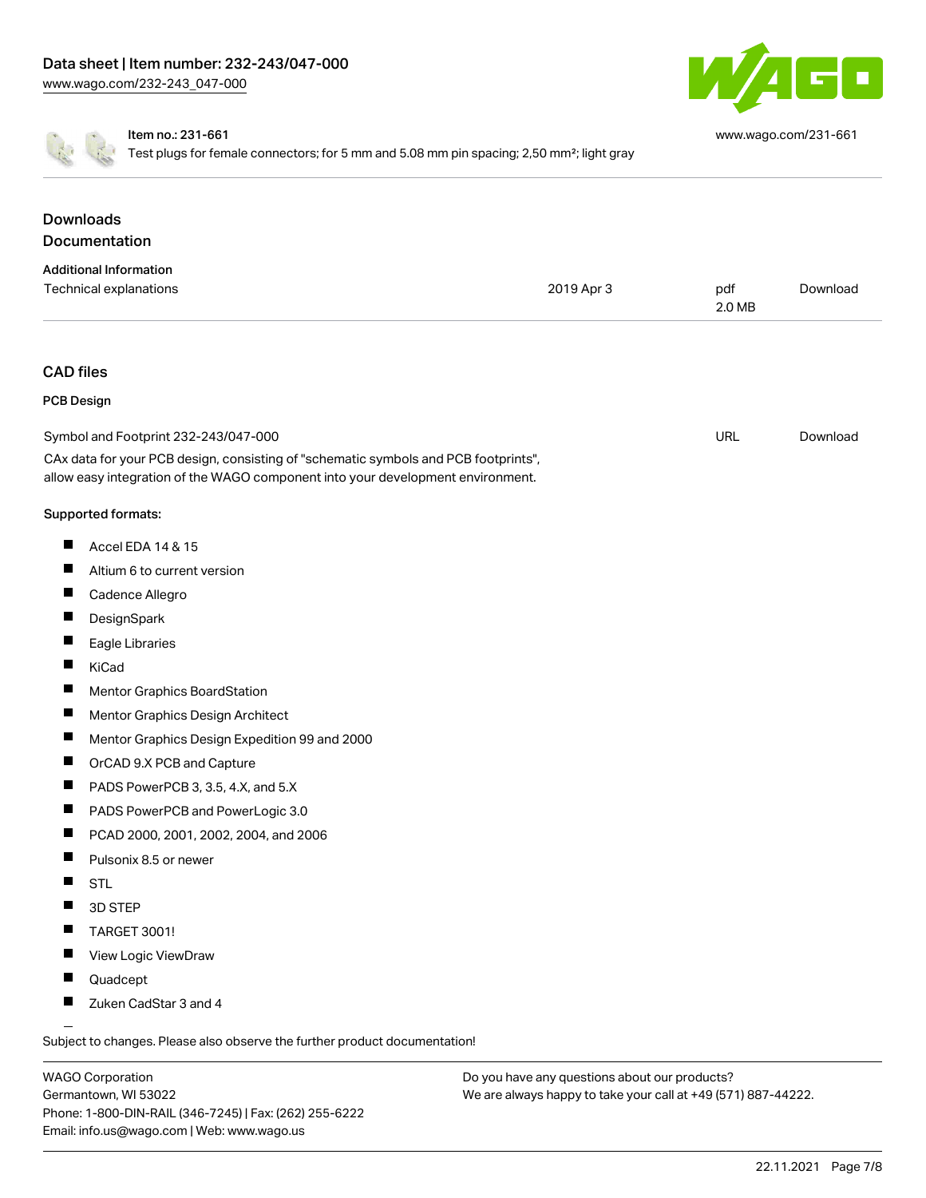Item no.: 231-661

Test plugs for female connectors; for 5 mm and 5.08 mm pin spacing; 2,50 mm²; light gray

www.wago.com/231-661

## Downloads

### Documentation

**Additional Information**

| | | | |
|---|---|---|---|
| Technical explanations | 2019 Apr 3 | pdf 2.0 MB | Download |

## CAD files

### PCB Design

| | | |
|---|---|---|
| Symbol and Footprint 232-243/047-000 | URL | Download |

CAx data for your PCB design, consisting of "schematic symbols and PCB footprints", allow easy integration of the WAGO component into your development environment.

**Supported formats:**

- Accel EDA 14 & 15
- Altium 6 to current version
- Cadence Allegro
- DesignSpark
- Eagle Libraries
- KiCad
- Mentor Graphics BoardStation
- Mentor Graphics Design Architect
- Mentor Graphics Design Expedition 99 and 2000
- OrCAD 9.X PCB and Capture
- PADS PowerPCB 3, 3.5, 4.X, and 5.X
- PADS PowerPCB and PowerLogic 3.0
- PCAD 2000, 2001, 2002, 2004, and 2006
- Pulsonix 8.5 or newer
- STL
- 3D STEP
- TARGET 3001!
- View Logic ViewDraw
- Quadcept
- Zuken CadStar 3 and 4

Subject to changes. Please also observe the further product documentation!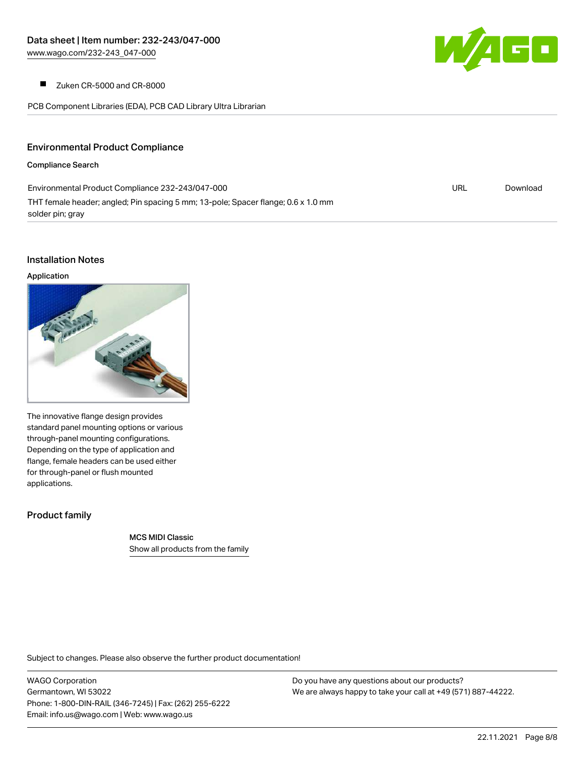- Zuken CR-5000 and CR-8000

PCB Component Libraries (EDA), PCB CAD Library Ultra Librarian

## Environmental Product Compliance

### Compliance Search

| | | |
|---|---|---|
| Environmental Product Compliance 232-243/047-000<br>THT female header; angled; Pin spacing 5 mm; 13-pole; Spacer flange; 0.6 x 1.0 mm solder pin; gray | URL | Download |

## Installation Notes

### Application

The innovative flange design provides standard panel mounting options or various through-panel mounting configurations. Depending on the type of application and flange, female headers can be used either for through-panel or flush mounted applications.

## Product family

MCS MIDI Classic
Show all products from the family

Subject to changes. Please also observe the further product documentation!

WAGO Corporation
Germantown, WI 53022
Phone: 1-800-DIN-RAIL (346-7245) | Fax: (262) 255-6222
Email: info.us@wago.com | Web: www.wago.us

Do you have any questions about our products?
We are always happy to take your call at +49 (571) 887-44222.